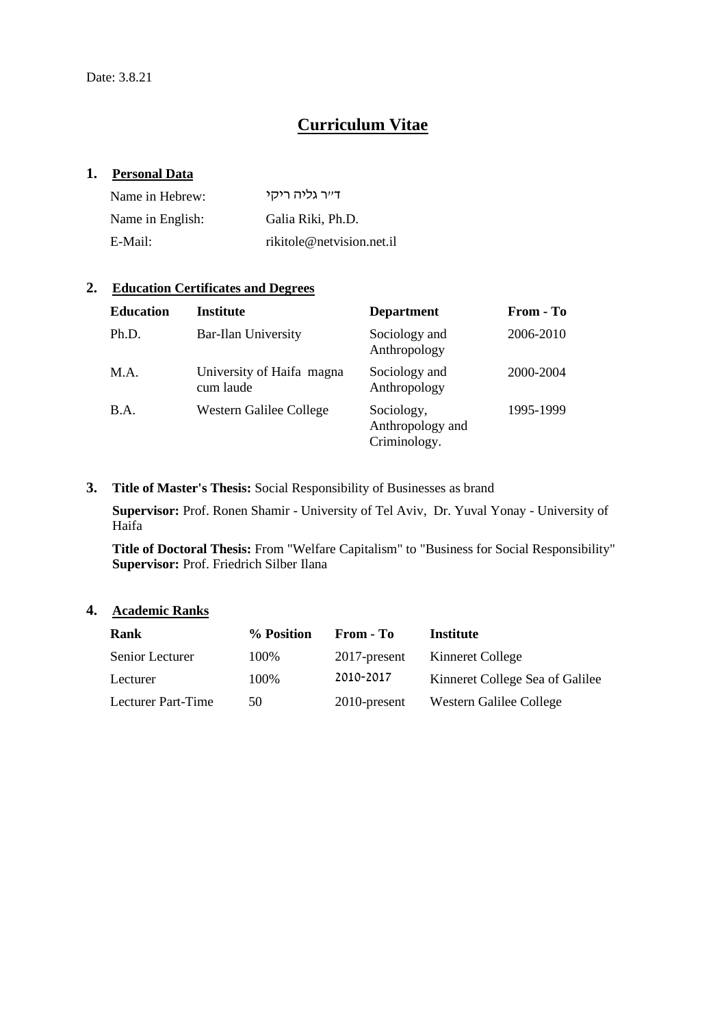Date: 3.8.21

# Curriculum Vitae

## 1. Personal Data

| | |
|---|---|
| Name in Hebrew: | ד"ר גליה ריקי |
| Name in English: | Galia Riki, Ph.D. |
| E-Mail: | rikitole@netvision.net.il |

## 2. Education Certificates and Degrees

| Education | Institute | Department | From - To |
|---|---|---|---|
| Ph.D. | Bar-Ilan University | Sociology and Anthropology | 2006-2010 |
| M.A. | University of Haifa magna cum laude | Sociology and Anthropology | 2000-2004 |
| B.A. | Western Galilee College | Sociology, Anthropology and Criminology. | 1995-1999 |

## 3. Title of Master's Thesis: Social Responsibility of Businesses as brand

**Supervisor:** Prof. Ronen Shamir - University of Tel Aviv, Dr. Yuval Yonay - University of Haifa

**Title of Doctoral Thesis:** From "Welfare Capitalism" to "Business for Social Responsibility"
**Supervisor:** Prof. Friedrich Silber Ilana

## 4. Academic Ranks

| Rank | % Position | From - To | Institute |
|---|---|---|---|
| Senior Lecturer | 100% | 2017-present | Kinneret College |
| Lecturer | 100% | 2010-2017 | Kinneret College Sea of Galilee |
| Lecturer Part-Time | 50 | 2010-present | Western Galilee College |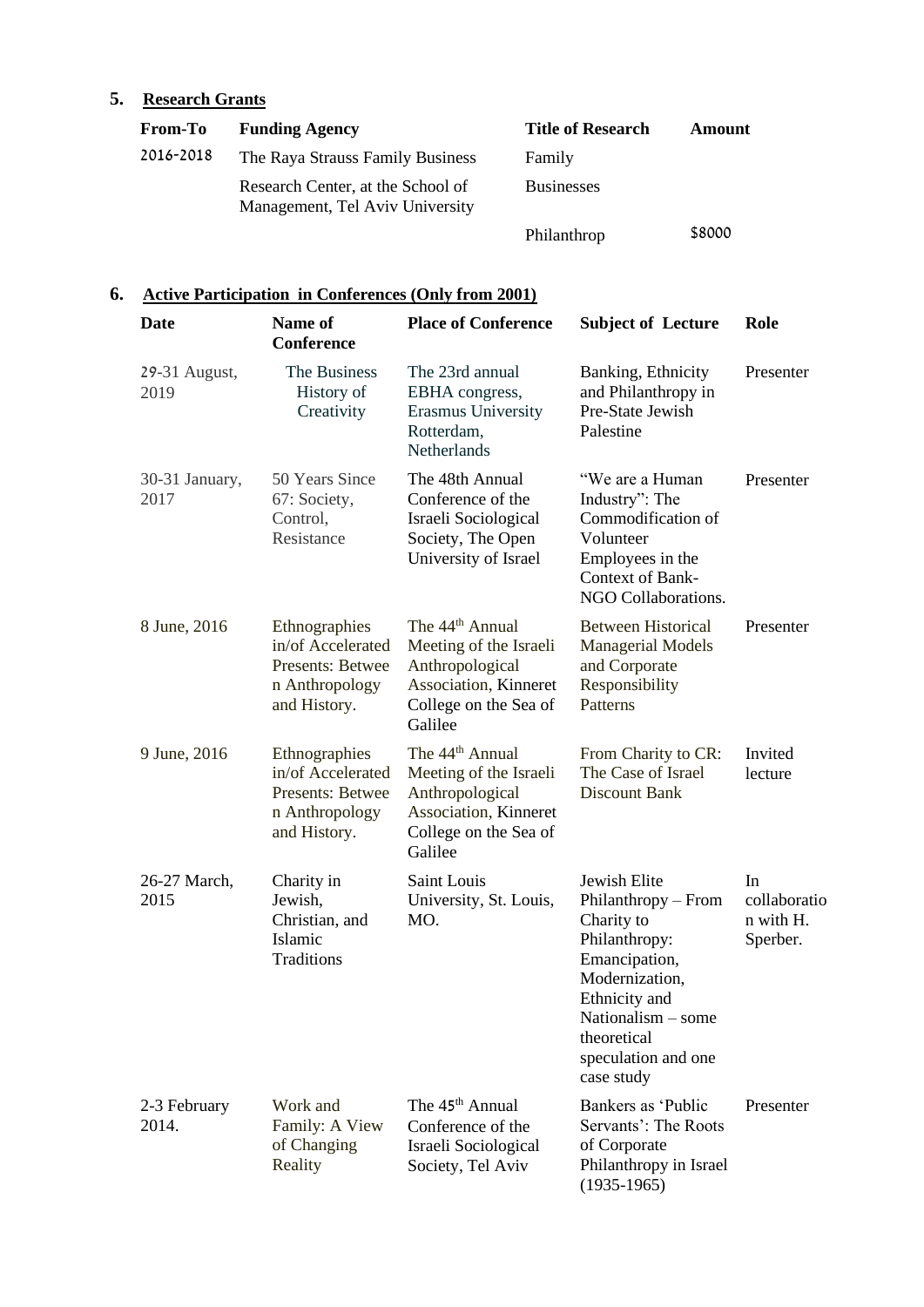## 5. Research Grants

| From-To | Funding Agency | Title of Research | Amount |
|---|---|---|---|
| 2016-2018 | The Raya Strauss Family Business Research Center, at the School of Management, Tel Aviv University | Family Businesses Philanthrop | $8000 |

## 6. Active Participation in Conferences (Only from 2001)

| Date | Name of Conference | Place of Conference | Subject of Lecture | Role |
|---|---|---|---|---|
| 29-31 August, 2019 | The Business History of Creativity | The 23rd annual EBHA congress, Erasmus University Rotterdam, Netherlands | Banking, Ethnicity and Philanthropy in Pre-State Jewish Palestine | Presenter |
| 30-31 January, 2017 | 50 Years Since 67: Society, Control, Resistance | The 48th Annual Conference of the Israeli Sociological Society, The Open University of Israel | "We are a Human Industry": The Commodification of Volunteer Employees in the Context of Bank-NGO Collaborations. | Presenter |
| 8 June, 2016 | Ethnographies in/of Accelerated Presents: Between Anthropology and History. | The 44th Annual Meeting of the Israeli Anthropological Association, Kinneret College on the Sea of Galilee | Between Historical Managerial Models and Corporate Responsibility Patterns | Presenter |
| 9 June, 2016 | Ethnographies in/of Accelerated Presents: Between Anthropology and History. | The 44th Annual Meeting of the Israeli Anthropological Association, Kinneret College on the Sea of Galilee | From Charity to CR: The Case of Israel Discount Bank | Invited lecture |
| 26-27 March, 2015 | Charity in Jewish, Christian, and Islamic Traditions | Saint Louis University, St. Louis, MO. | Jewish Elite Philanthropy – From Charity to Philanthropy: Emancipation, Modernization, Ethnicity and Nationalism – some theoretical speculation and one case study | In collaboration with H. Sperber. |
| 2-3 February 2014. | Work and Family: A View of Changing Reality | The 45th Annual Conference of the Israeli Sociological Society, Tel Aviv | Bankers as 'Public Servants': The Roots of Corporate Philanthropy in Israel (1935-1965) | Presenter |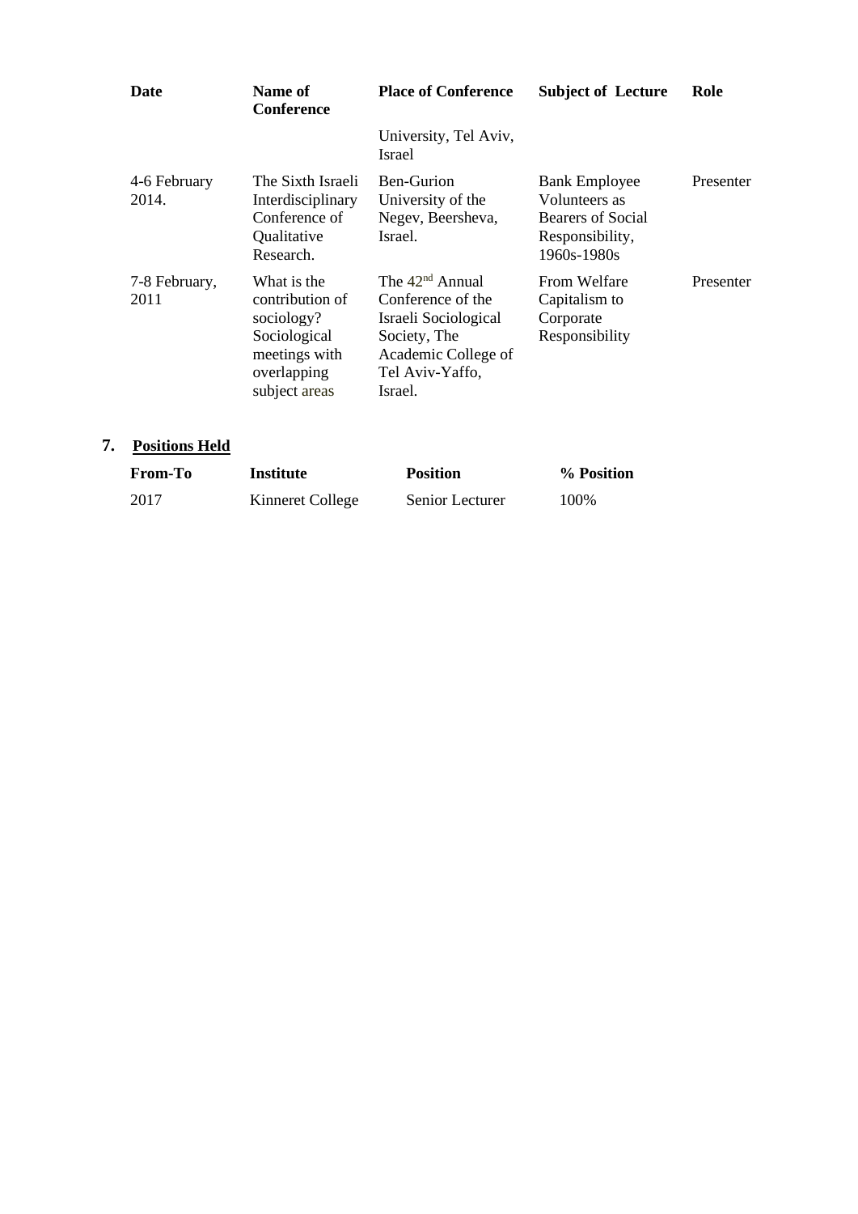| Date | Name of Conference | Place of Conference | Subject of Lecture | Role |
|---|---|---|---|---|
| | | University, Tel Aviv, Israel | | |
| 4-6 February 2014. | The Sixth Israeli Interdisciplinary Conference of Qualitative Research. | Ben-Gurion University of the Negev, Beersheva, Israel. | Bank Employee Volunteers as Bearers of Social Responsibility, 1960s-1980s | Presenter |
| 7-8 February, 2011 | What is the contribution of sociology? Sociological meetings with overlapping subject areas | The 42nd Annual Conference of the Israeli Sociological Society, The Academic College of Tel Aviv-Yaffo, Israel. | From Welfare Capitalism to Corporate Responsibility | Presenter |

## 7. Positions Held

| From-To | Institute | Position | % Position |
|---|---|---|---|
| 2017 | Kinneret College | Senior Lecturer | 100% |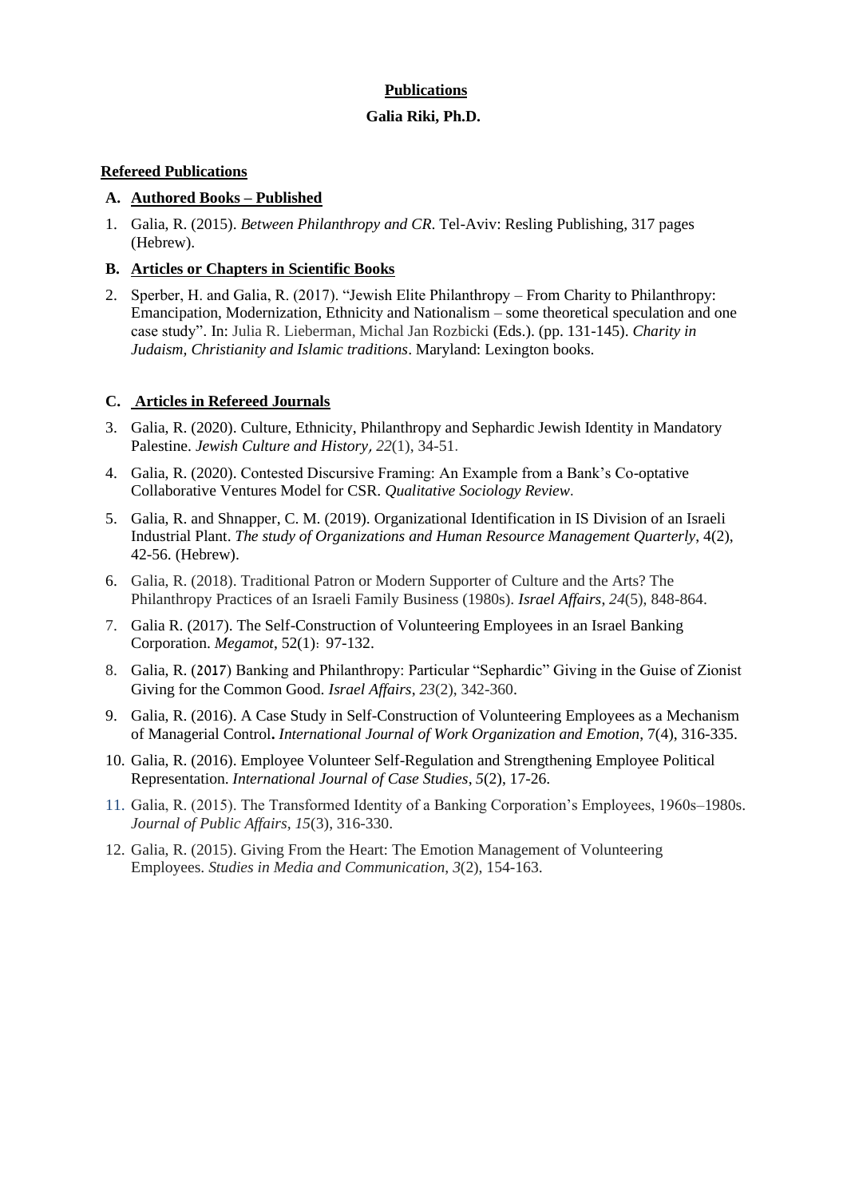**Publications**

**Galia Riki, Ph.D.**

## Refereed Publications

### A. Authored Books – Published

1. Galia, R. (2015). *Between Philanthropy and CR*. Tel-Aviv: Resling Publishing, 317 pages (Hebrew).

### B. Articles or Chapters in Scientific Books

2. Sperber, H. and Galia, R. (2017). "Jewish Elite Philanthropy – From Charity to Philanthropy: Emancipation, Modernization, Ethnicity and Nationalism – some theoretical speculation and one case study". In: Julia R. Lieberman, Michal Jan Rozbicki (Eds.). (pp. 131-145). *Charity in Judaism, Christianity and Islamic traditions*. Maryland: Lexington books.

### C. Articles in Refereed Journals

3. Galia, R. (2020). Culture, Ethnicity, Philanthropy and Sephardic Jewish Identity in Mandatory Palestine. *Jewish Culture and History, 22*(1), 34-51.
4. Galia, R. (2020). Contested Discursive Framing: An Example from a Bank's Co-optative Collaborative Ventures Model for CSR. *Qualitative Sociology Review*.
5. Galia, R. and Shnapper, C. M. (2019). Organizational Identification in IS Division of an Israeli Industrial Plant. *The study of Organizations and Human Resource Management Quarterly*, 4(2), 42-56. (Hebrew).
6. Galia, R. (2018). Traditional Patron or Modern Supporter of Culture and the Arts? The Philanthropy Practices of an Israeli Family Business (1980s). *Israel Affairs*, *24*(5), 848-864.
7. Galia R. (2017). The Self-Construction of Volunteering Employees in an Israel Banking Corporation. *Megamot*, 52(1): 97-132.
8. Galia, R. (2017) Banking and Philanthropy: Particular "Sephardic" Giving in the Guise of Zionist Giving for the Common Good. *Israel Affairs*, *23*(2), 342-360.
9. Galia, R. (2016). A Case Study in Self-Construction of Volunteering Employees as a Mechanism of Managerial Control**.** *International Journal of Work Organization and Emotion*, 7(4), 316-335.
10. Galia, R. (2016). Employee Volunteer Self-Regulation and Strengthening Employee Political Representation. *International Journal of Case Studies*, *5*(2), 17-26.
11. Galia, R. (2015). The Transformed Identity of a Banking Corporation's Employees, 1960s–1980s. *Journal of Public Affairs*, *15*(3), 316-330.
12. Galia, R. (2015). Giving From the Heart: The Emotion Management of Volunteering Employees. *Studies in Media and Communication*, *3*(2), 154-163.